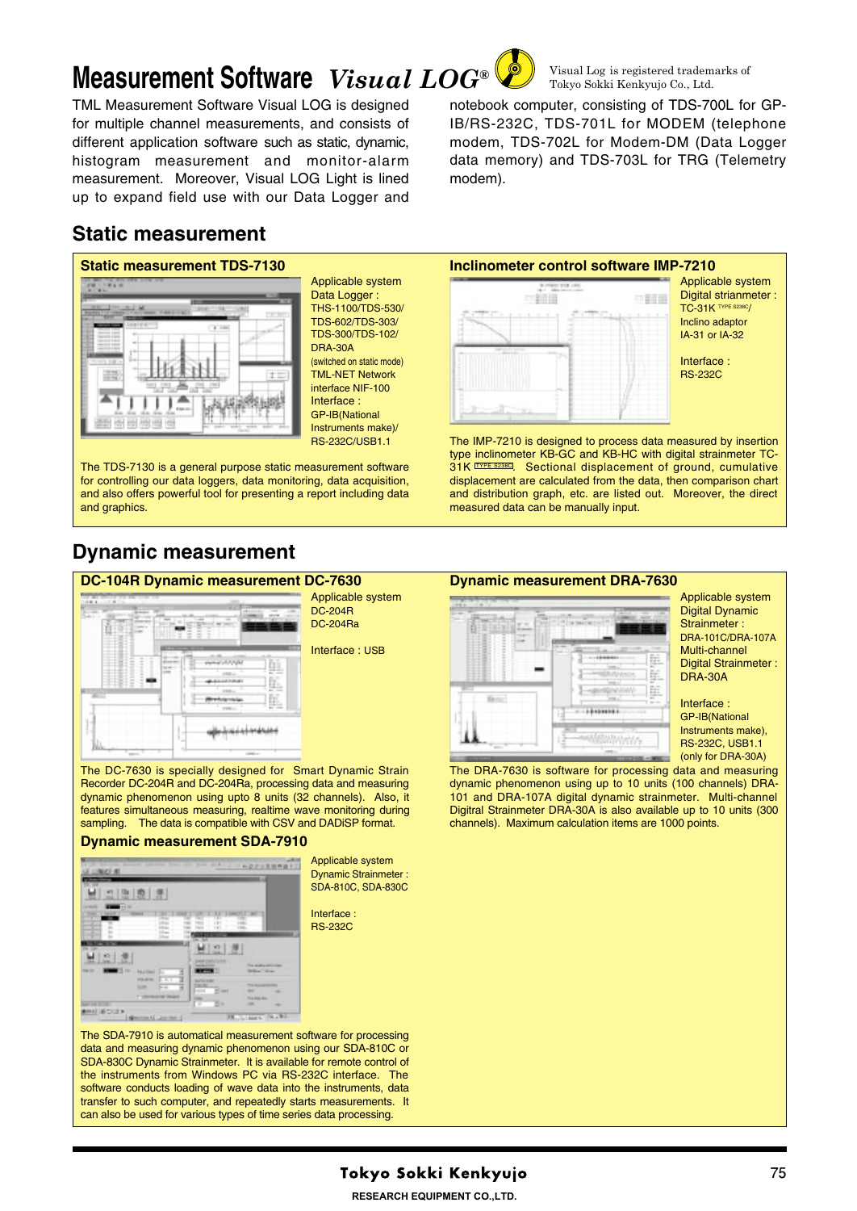# Measurement Software *Visual LOG*®

Visual Log is registered trademarks of Tokyo Sokki Kenkyujo Co., Ltd.

TML Measurement Software Visual LOG is designed for multiple channel measurements, and consists of different application software such as static, dynamic, histogram measurement and monitor-alarm measurement. Moreover, Visual LOG Light is lined up to expand field use with our Data Logger and notebook computer, consisting of TDS-700L for GP-IB/RS-232C, TDS-701L for MODEM (telephone modem, TDS-702L for Modem-DM (Data Logger data memory) and TDS-703L for TRG (Telemetry modem).

## Static measurement

### Static measurement TDS-7130

Applicable system
Data Logger :
THS-1100/TDS-530/
TDS-602/TDS-303/
TDS-300/TDS-102/
DRA-30A
(switched on static mode)
TML-NET Network interface NIF-100
Interface :
GP-IB(National Instruments make)/
RS-232C/USB1.1

The TDS-7130 is a general purpose static measurement software for controlling our data loggers, data monitoring, data acquisition, and also offers powerful tool for presenting a report including data and graphics.

### Inclinometer control software IMP-7210

Applicable system
Digital strainmeter :
TC-31K TYPE S238C/
Inclino adaptor
IA-31 or IA-32

Interface :
RS-232C

The IMP-7210 is designed to process data measured by insertion type inclinometer KB-GC and KB-HC with digital strainmeter TC-31K TYPE S238C. Sectional displacement of ground, cumulative displacement are calculated from the data, then comparison chart and distribution graph, etc. are listed out. Moreover, the direct measured data can be manually input.

## Dynamic measurement

### DC-104R Dynamic measurement DC-7630

Applicable system
DC-204R
DC-204Ra

Interface : USB

The DC-7630 is specially designed for Smart Dynamic Strain Recorder DC-204R and DC-204Ra, processing data and measuring dynamic phenomenon using upto 8 units (32 channels). Also, it features simultaneous measuring, realtime wave monitoring during sampling. The data is compatible with CSV and DADiSP format.

### Dynamic measurement SDA-7910

Applicable system
Dynamic Strainmeter :
SDA-810C, SDA-830C

Interface :
RS-232C

The SDA-7910 is automatical measurement software for processing data and measuring dynamic phenomenon using our SDA-810C or SDA-830C Dynamic Strainmeter. It is available for remote control of the instruments from Windows PC via RS-232C interface. The software conducts loading of wave data into the instruments, data transfer to such computer, and repeatedly starts measurements. It can also be used for various types of time series data processing.

### Dynamic measurement DRA-7630

Applicable system
Digital Dynamic Strainmeter :
DRA-101C/DRA-107A
Multi-channel Digital Strainmeter :
DRA-30A

Interface :
GP-IB(National Instruments make),
RS-232C, USB1.1
(only for DRA-30A)

The DRA-7630 is software for processing data and measuring dynamic phenomenon using up to 10 units (100 channels) DRA-101 and DRA-107A digital dynamic strainmeter. Multi-channel Digitral Strainmeter DRA-30A is also available up to 10 units (300 channels). Maximum calculation items are 1000 points.

Tokyo Sokki Kenkyujo
RESEARCH EQUIPMENT CO.,LTD.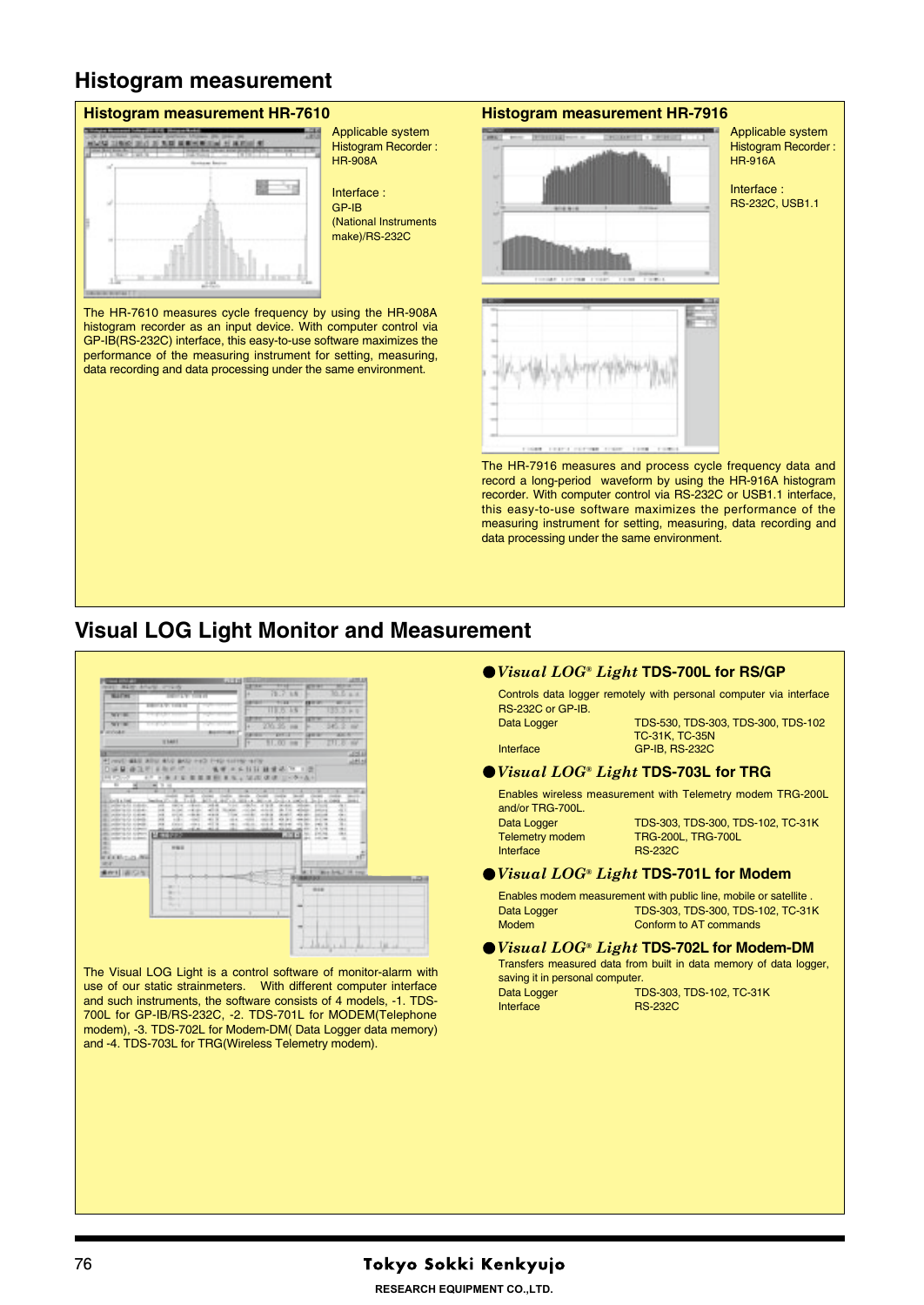# Histogram measurement

## Histogram measurement HR-7610

Applicable system
Histogram Recorder : HR-908A

Interface :
GP-IB
(National Instruments make)/RS-232C

The HR-7610 measures cycle frequency by using the HR-908A histogram recorder as an input device. With computer control via GP-IB(RS-232C) interface, this easy-to-use software maximizes the performance of the measuring instrument for setting, measuring, data recording and data processing under the same environment.

## Histogram measurement HR-7916

Applicable system
Histogram Recorder : HR-916A

Interface :
RS-232C, USB1.1

The HR-7916 measures and process cycle frequency data and record a long-period waveform by using the HR-916A histogram recorder. With computer control via RS-232C or USB1.1 interface, this easy-to-use software maximizes the performance of the measuring instrument for setting, measuring, data recording and data processing under the same environment.

# Visual LOG Light Monitor and Measurement

The Visual LOG Light is a control software of monitor-alarm with use of our static strainmeters. With different computer interface and such instruments, the software consists of 4 models, -1. TDS-700L for GP-IB/RS-232C, -2. TDS-701L for MODEM(Telephone modem), -3. TDS-702L for Modem-DM( Data Logger data memory) and -4. TDS-703L for TRG(Wireless Telemetry modem).

### ● *Visual LOG® Light* TDS-700L for RS/GP

Controls data logger remotely with personal computer via interface RS-232C or GP-IB.

| | |
|---|---|
| Data Logger | TDS-530, TDS-303, TDS-300, TDS-102<br>TC-31K, TC-35N |
| Interface | GP-IB, RS-232C |

### ● *Visual LOG® Light* TDS-703L for TRG

Enables wireless measurement with Telemetry modem TRG-200L and/or TRG-700L.

| | |
|---|---|
| Data Logger | TDS-303, TDS-300, TDS-102, TC-31K |
| Telemetry modem | TRG-200L, TRG-700L |
| Interface | RS-232C |

### ● *Visual LOG® Light* TDS-701L for Modem

Enables modem measurement with public line, mobile or satellite .

| | |
|---|---|
| Data Logger | TDS-303, TDS-300, TDS-102, TC-31K |
| Modem | Conform to AT commands |

### ● *Visual LOG® Light* TDS-702L for Modem-DM

Transfers measured data from built in data memory of data logger, saving it in personal computer.

| | |
|---|---|
| Data Logger | TDS-303, TDS-102, TC-31K |
| Interface | RS-232C |